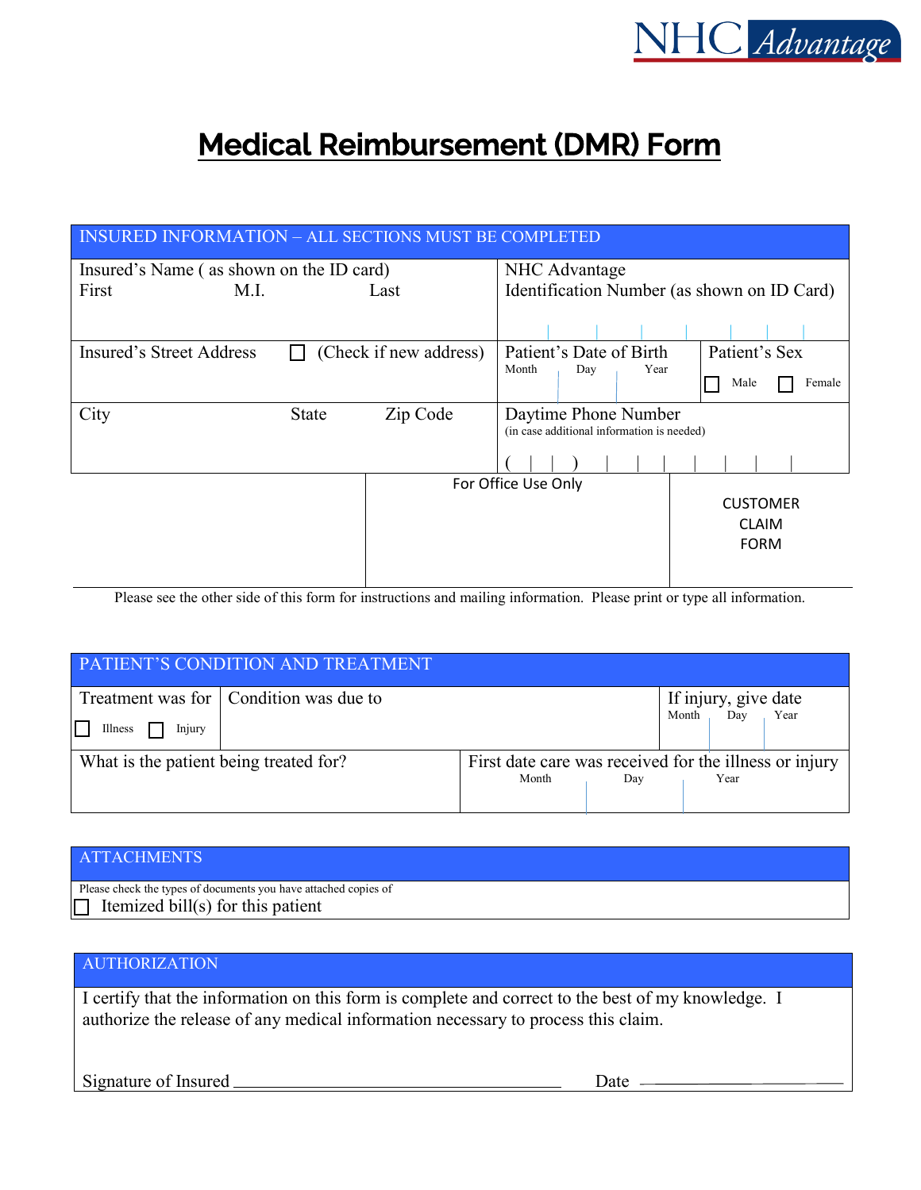NHC Advantage

# Medical Reimbursement (DMR) Form

| INSURED INFORMATION – ALL SECTIONS MUST BE COMPLETED | | |
|---|---|---|
| Insured's Name ( as shown on the ID card)<br>First M.I. Last | NHC Advantage<br>Identification Number (as shown on ID Card) | |
| Insured's Street Address ☐ (Check if new address) | Patient's Date of Birth<br>Month Day Year | Patient's Sex<br>☐ Male ☐ Female |
| City State Zip Code | Daytime Phone Number<br>(in case additional information is needed)<br>( ) | |

| | For Office Use Only | CUSTOMER CLAIM FORM |
|---|---|---|

Please see the other side of this form for instructions and mailing information. Please print or type all information.

| PATIENT'S CONDITION AND TREATMENT | | |
|---|---|---|
| Treatment was for<br>☐ Illness ☐ Injury | Condition was due to | If injury, give date<br>Month Day Year |
| What is the patient being treated for? | First date care was received for the illness or injury<br>Month Day Year | |

| ATTACHMENTS |
|---|
| Please check the types of documents you have attached copies of<br>☐ Itemized bill(s) for this patient |

| AUTHORIZATION |
|---|
| I certify that the information on this form is complete and correct to the best of my knowledge. I authorize the release of any medical information necessary to process this claim.<br><br>Signature of Insured \_\_\_\_\_\_\_\_\_\_\_\_\_\_\_\_\_\_\_\_ Date \_\_\_\_\_\_\_\_\_\_\_\_ |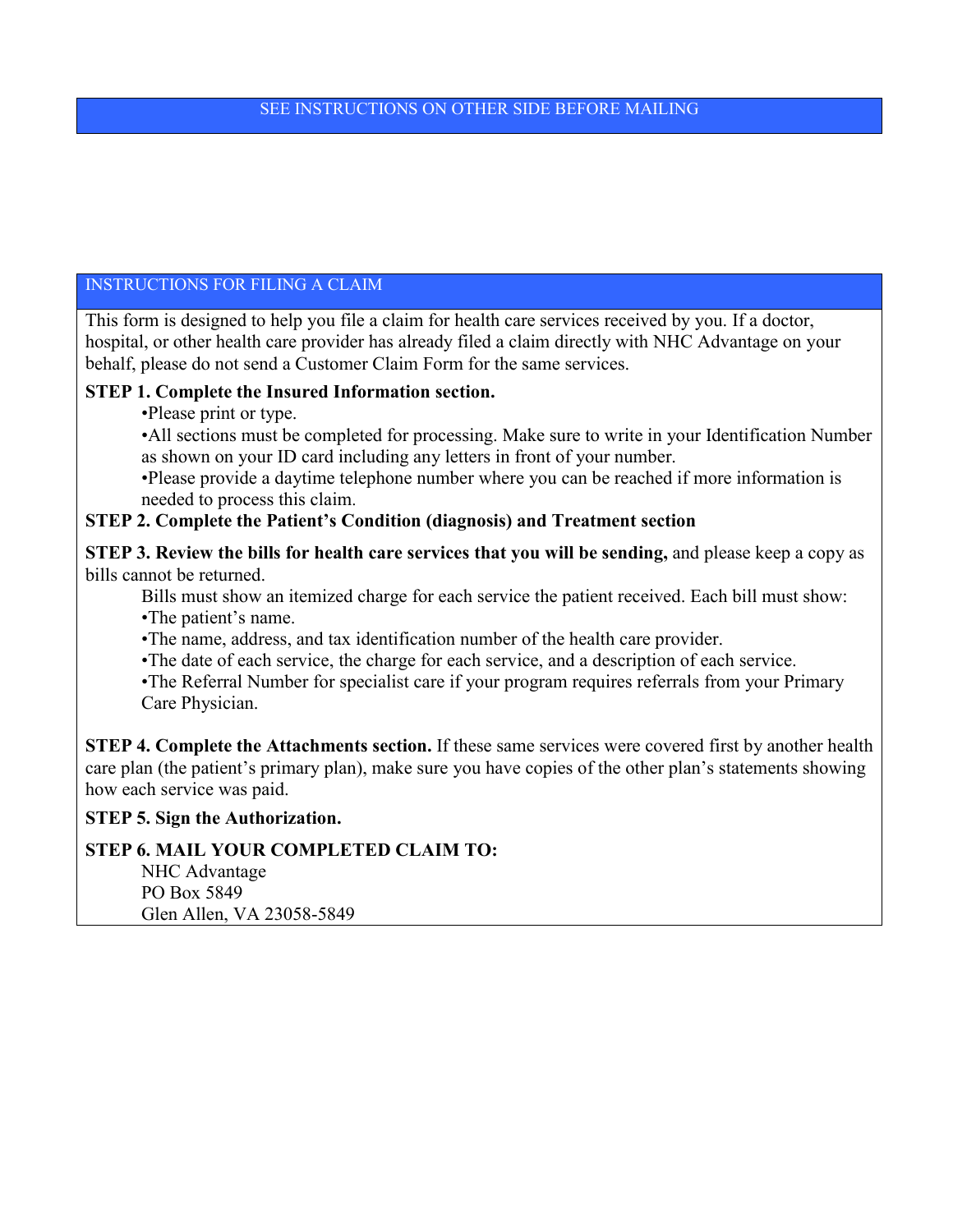SEE INSTRUCTIONS ON OTHER SIDE BEFORE MAILING

## INSTRUCTIONS FOR FILING A CLAIM

This form is designed to help you file a claim for health care services received by you. If a doctor, hospital, or other health care provider has already filed a claim directly with NHC Advantage on your behalf, please do not send a Customer Claim Form for the same services.

**STEP 1. Complete the Insured Information section.**

- Please print or type.
- All sections must be completed for processing. Make sure to write in your Identification Number as shown on your ID card including any letters in front of your number.
- Please provide a daytime telephone number where you can be reached if more information is needed to process this claim.

**STEP 2. Complete the Patient's Condition (diagnosis) and Treatment section**

**STEP 3. Review the bills for health care services that you will be sending,** and please keep a copy as bills cannot be returned.

Bills must show an itemized charge for each service the patient received. Each bill must show:

- The patient's name.
- The name, address, and tax identification number of the health care provider.
- The date of each service, the charge for each service, and a description of each service.
- The Referral Number for specialist care if your program requires referrals from your Primary Care Physician.

**STEP 4. Complete the Attachments section.** If these same services were covered first by another health care plan (the patient's primary plan), make sure you have copies of the other plan's statements showing how each service was paid.

**STEP 5. Sign the Authorization.**

**STEP 6. MAIL YOUR COMPLETED CLAIM TO:**

NHC Advantage
PO Box 5849
Glen Allen, VA 23058-5849